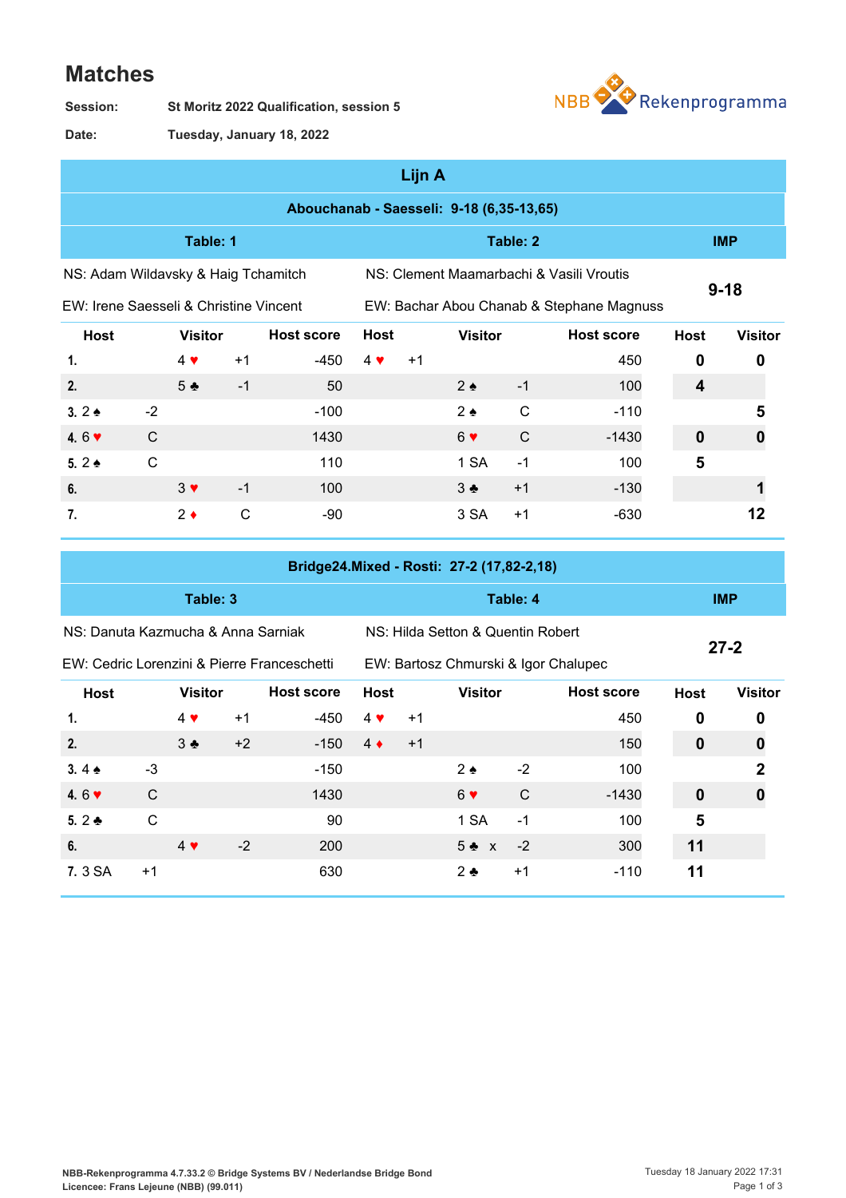# Matches

**Session:** St Moritz 2022 Qualification, session 5

**Date:** Tuesday, January 18, 2022

NBB Rekenprogramma

## Lijn A

### Abouchanab - Saesseli: 9-18 (6,35-13,65)

| Table: 1 | | | | Table: 2 | | | | IMP | |
|---|---|---|---|---|---|---|---|---|---|
| NS: Adam Wildavsky & Haig Tchamitch | | | | NS: Clement Maamarbachi & Vasili Vroutis | | | | 9-18 | |
| EW: Irene Saesseli & Christine Vincent | | | | EW: Bachar Abou Chanab & Stephane Magnuss | | | | | |
| Host | | Visitor | Host score | Host | | Visitor | Host score | Host | Visitor |
| 1. | | 4 ♥ +1 | -450 | 4 ♥ | +1 | | 450 | 0 | 0 |
| 2. | | 5 ♣ -1 | 50 | | | 2 ♠ -1 | 100 | 4 | |
| 3. 2 ♠ | -2 | | -100 | | | 2 ♠ C | -110 | | 5 |
| 4. 6 ♥ | C | | 1430 | | | 6 ♥ C | -1430 | 0 | 0 |
| 5. 2 ♠ | C | | 110 | | | 1 SA -1 | 100 | 5 | |
| 6. | | 3 ♥ -1 | 100 | | | 3 ♣ +1 | -130 | | 1 |
| 7. | | 2 ♦ C | -90 | | | 3 SA +1 | -630 | | 12 |

### Bridge24.Mixed - Rosti: 27-2 (17,82-2,18)

| Table: 3 | | | | Table: 4 | | | | IMP | |
|---|---|---|---|---|---|---|---|---|---|
| NS: Danuta Kazmucha & Anna Sarniak | | | | NS: Hilda Setton & Quentin Robert | | | | 27-2 | |
| EW: Cedric Lorenzini & Pierre Franceschetti | | | | EW: Bartosz Chmurski & Igor Chalupec | | | | | |
| Host | | Visitor | Host score | Host | | Visitor | Host score | Host | Visitor |
| 1. | | 4 ♥ +1 | -450 | 4 ♥ | +1 | | 450 | 0 | 0 |
| 2. | | 3 ♣ +2 | -150 | 4 ♦ | +1 | | 150 | 0 | 0 |
| 3. 4 ♠ | -3 | | -150 | | | 2 ♠ -2 | 100 | | 2 |
| 4. 6 ♥ | C | | 1430 | | | 6 ♥ C | -1430 | 0 | 0 |
| 5. 2 ♣ | C | | 90 | | | 1 SA -1 | 100 | 5 | |
| 6. | | 4 ♥ -2 | 200 | | | 5 ♣ x -2 | 300 | 11 | |
| 7. 3 SA | +1 | | 630 | | | 2 ♣ +1 | -110 | 11 | |

NBB-Rekenprogramma 4.7.33.2 © Bridge Systems BV / Nederlandse Bridge Bond
Licencee: Frans Lejeune (NBB) (99.011)

Tuesday 18 January 2022 17:31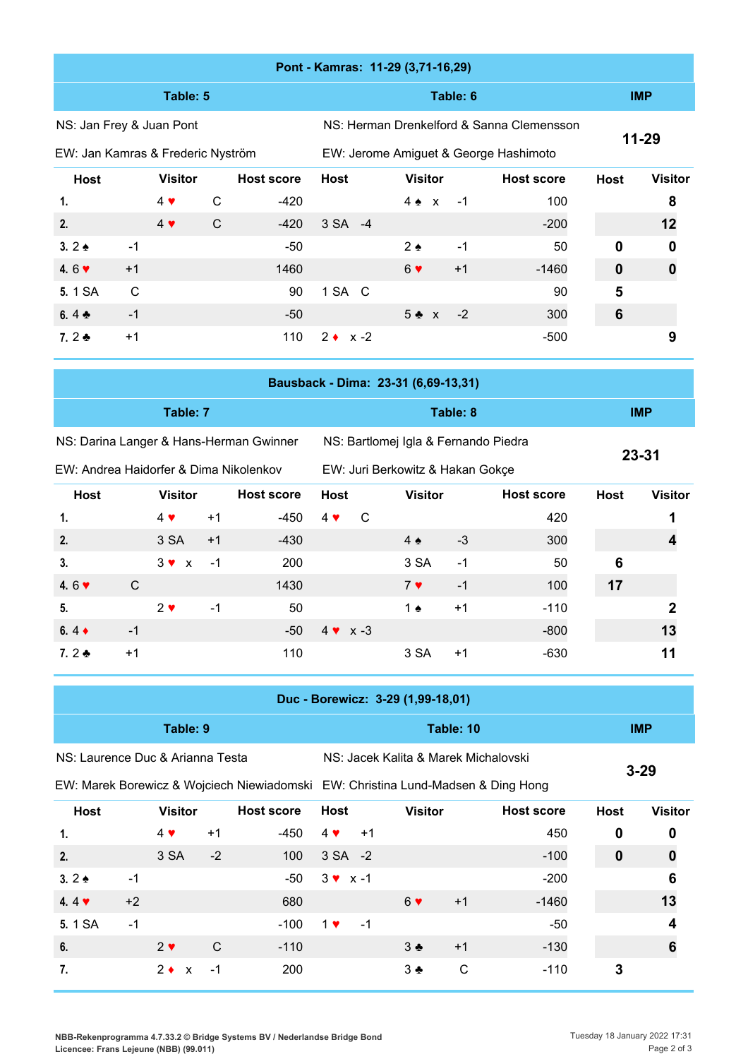| Pont - Kamras: 11-29 (3,71-16,29) | | | | | | | | | |
|---|---|---|---|---|---|---|---|---|---|
| **Table: 5** | | | | **Table: 6** | | | | **IMP** | |
| NS: Jan Frey & Juan Pont | | | | NS: Herman Drenkelford & Sanna Clemensson | | | | **11-29** | |
| EW: Jan Kamras & Frederic Nyström | | | | EW: Jerome Amiguet & George Hashimoto | | | | | |
| **Host** | | **Visitor** | **Host score** | **Host** | **Visitor** | | **Host score** | **Host** | **Visitor** |
| 1. | | 4 ♥ C | -420 | | 4 ♠ x | -1 | 100 | | 8 |
| 2. | | 4 ♥ C | -420 | 3 SA -4 | | | -200 | | 12 |
| 3. 2 ♠ | -1 | | -50 | | 2 ♠ | -1 | 50 | 0 | 0 |
| 4. 6 ♥ | +1 | | 1460 | | 6 ♥ | +1 | -1460 | 0 | 0 |
| 5. 1 SA | C | | 90 | 1 SA C | | | 90 | 5 | |
| 6. 4 ♣ | -1 | | -50 | | 5 ♣ x | -2 | 300 | 6 | |
| 7. 2 ♣ | +1 | | 110 | 2 ♦ x -2 | | | -500 | | 9 |

| Bausback - Dima: 23-31 (6,69-13,31) | | | | | | | | | |
|---|---|---|---|---|---|---|---|---|---|
| **Table: 7** | | | | **Table: 8** | | | | **IMP** | |
| NS: Darina Langer & Hans-Herman Gwinner | | | | NS: Bartlomej Igla & Fernando Piedra | | | | **23-31** | |
| EW: Andrea Haidorfer & Dima Nikolenkov | | | | EW: Juri Berkowitz & Hakan Gokçe | | | | | |
| **Host** | | **Visitor** | **Host score** | **Host** | **Visitor** | | **Host score** | **Host** | **Visitor** |
| 1. | | 4 ♥ +1 | -450 | 4 ♥ C | | | 420 | | 1 |
| 2. | | 3 SA +1 | -430 | | 4 ♠ | -3 | 300 | | 4 |
| 3. | | 3 ♥ x -1 | 200 | | 3 SA | -1 | 50 | 6 | |
| 4. 6 ♥ | C | | 1430 | | 7 ♥ | -1 | 100 | 17 | |
| 5. | | 2 ♥ -1 | 50 | | 1 ♠ | +1 | -110 | | 2 |
| 6. 4 ♦ | -1 | | -50 | 4 ♥ x -3 | | | -800 | | 13 |
| 7. 2 ♣ | +1 | | 110 | | 3 SA | +1 | -630 | | 11 |

| Duc - Borewicz: 3-29 (1,99-18,01) | | | | | | | | | |
|---|---|---|---|---|---|---|---|---|---|
| **Table: 9** | | | | **Table: 10** | | | | **IMP** | |
| NS: Laurence Duc & Arianna Testa | | | | NS: Jacek Kalita & Marek Michalovski | | | | **3-29** | |
| EW: Marek Borewicz & Wojciech Niewiadomski | | | | EW: Christina Lund-Madsen & Ding Hong | | | | | |
| **Host** | | **Visitor** | **Host score** | **Host** | **Visitor** | | **Host score** | **Host** | **Visitor** |
| 1. | | 4 ♥ +1 | -450 | 4 ♥ +1 | | | 450 | 0 | 0 |
| 2. | | 3 SA -2 | 100 | 3 SA -2 | | | -100 | 0 | 0 |
| 3. 2 ♠ | -1 | | -50 | 3 ♥ x -1 | | | -200 | | 6 |
| 4. 4 ♥ | +2 | | 680 | | 6 ♥ | +1 | -1460 | | 13 |
| 5. 1 SA | -1 | | -100 | 1 ♥ -1 | | | -50 | | 4 |
| 6. | | 2 ♥ C | -110 | | 3 ♣ | +1 | -130 | | 6 |
| 7. | | 2 ♦ x -1 | 200 | | 3 ♣ | C | -110 | 3 | |

NBB-Rekenprogramma 4.7.33.2 © Bridge Systems BV / Nederlandse Bridge Bond
Licencee: Frans Lejeune (NBB) (99.011)

Tuesday 18 January 2022 17:31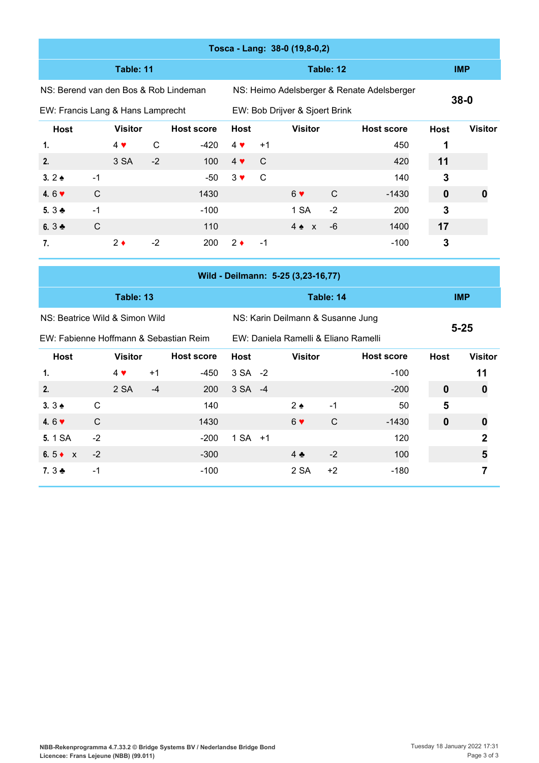## Tosca - Lang: 38-0 (19,8-0,2)

| Table: 11 | | | | Table: 12 | | | | IMP | |
|---|---|---|---|---|---|---|---|---|---|
| NS: Berend van den Bos & Rob Lindeman | | | | NS: Heimo Adelsberger & Renate Adelsberger | | | | 38-0 | |
| EW: Francis Lang & Hans Lamprecht | | | | EW: Bob Drijver & Sjoert Brink | | | | | |
| Host | | Visitor | Host score | Host | | Visitor | Host score | Host | Visitor |
| 1. | | 4 ♥ C | -420 | 4 ♥ +1 | | | 450 | 1 | |
| 2. | | 3 SA -2 | 100 | 4 ♥ C | | | 420 | 11 | |
| 3. 2 ♠ | -1 | | -50 | 3 ♥ C | | | 140 | 3 | |
| 4. 6 ♥ | C | | 1430 | | | 6 ♥ C | -1430 | 0 | 0 |
| 5. 3 ♣ | -1 | | -100 | | | 1 SA -2 | 200 | 3 | |
| 6. 3 ♣ | C | | 110 | | | 4 ♠ x -6 | 1400 | 17 | |
| 7. | | 2 ♦ -2 | 200 | 2 ♦ -1 | | | -100 | 3 | |

## Wild - Deilmann: 5-25 (3,23-16,77)

| Table: 13 | | | | Table: 14 | | | | IMP | |
|---|---|---|---|---|---|---|---|---|---|
| NS: Beatrice Wild & Simon Wild | | | | NS: Karin Deilmann & Susanne Jung | | | | 5-25 | |
| EW: Fabienne Hoffmann & Sebastian Reim | | | | EW: Daniela Ramelli & Eliano Ramelli | | | | | |
| Host | | Visitor | Host score | Host | | Visitor | Host score | Host | Visitor |
| 1. | | 4 ♥ +1 | -450 | 3 SA -2 | | | -100 | | 11 |
| 2. | | 2 SA -4 | 200 | 3 SA -4 | | | -200 | 0 | 0 |
| 3. 3 ♠ | C | | 140 | | | 2 ♠ -1 | 50 | 5 | |
| 4. 6 ♥ | C | | 1430 | | | 6 ♥ C | -1430 | 0 | 0 |
| 5. 1 SA | -2 | | -200 | 1 SA +1 | | | 120 | | 2 |
| 6. 5 ♦ x | -2 | | -300 | | | 4 ♣ -2 | 100 | | 5 |
| 7. 3 ♣ | -1 | | -100 | | | 2 SA +2 | -180 | | 7 |

NBB-Rekenprogramma 4.7.33.2 © Bridge Systems BV / Nederlandse Bridge Bond
Licencee: Frans Lejeune (NBB) (99.011)

Tuesday 18 January 2022 17:31